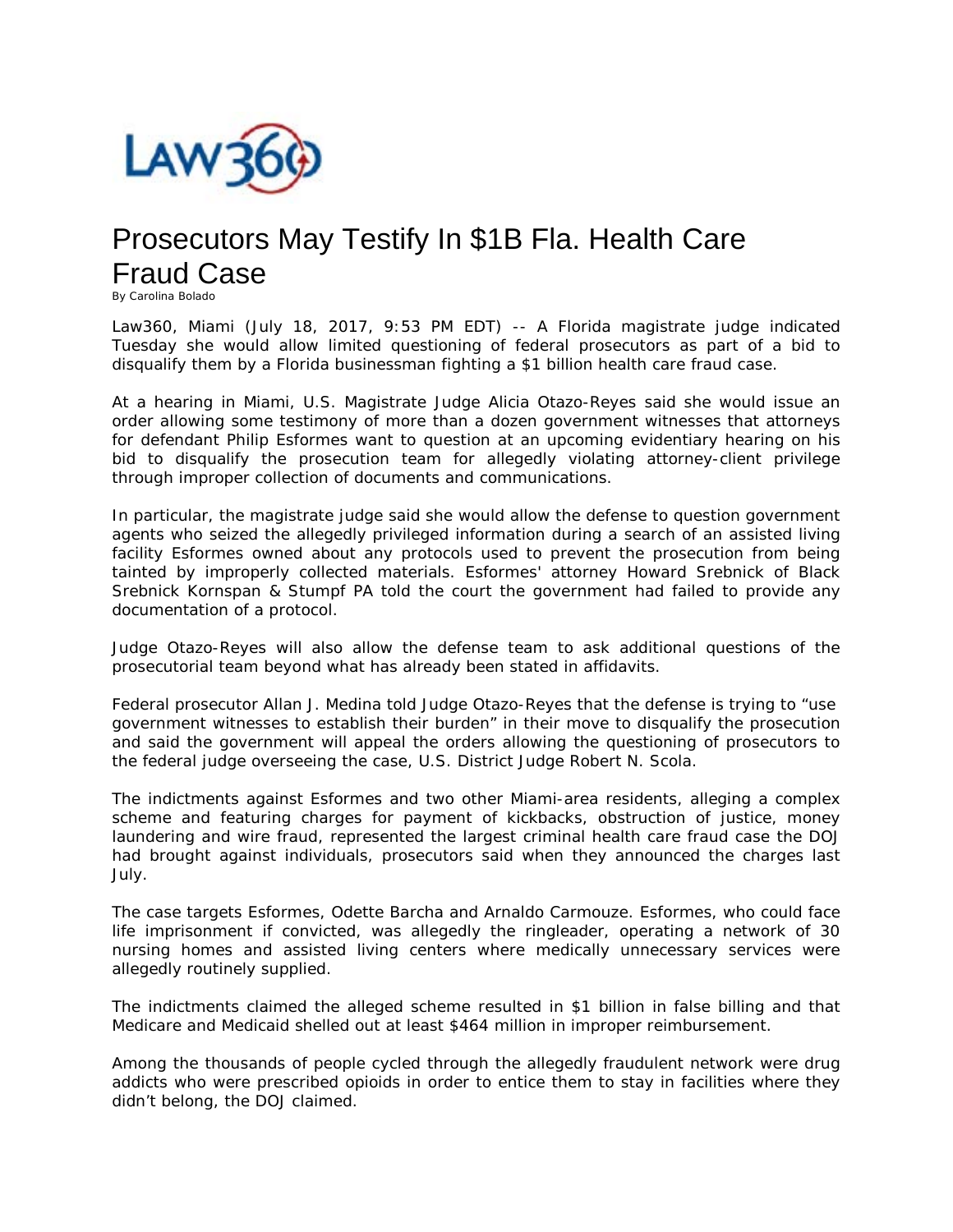# Prosecutors May Testify In $1B Fla. Health Care Fraud Case

By Carolina Bolado

Law360, Miami (July 18, 2017, 9:53 PM EDT) -- A Florida magistrate judge indicated Tuesday she would allow limited questioning of federal prosecutors as part of a bid to disqualify them by a Florida businessman fighting a $1 billion health care fraud case.

At a hearing in Miami, U.S. Magistrate Judge Alicia Otazo-Reyes said she would issue an order allowing some testimony of more than a dozen government witnesses that attorneys for defendant Philip Esformes want to question at an upcoming evidentiary hearing on his bid to disqualify the prosecution team for allegedly violating attorney-client privilege through improper collection of documents and communications.

In particular, the magistrate judge said she would allow the defense to question government agents who seized the allegedly privileged information during a search of an assisted living facility Esformes owned about any protocols used to prevent the prosecution from being tainted by improperly collected materials. Esformes' attorney Howard Srebnick of Black Srebnick Kornspan & Stumpf PA told the court the government had failed to provide any documentation of a protocol.

Judge Otazo-Reyes will also allow the defense team to ask additional questions of the prosecutorial team beyond what has already been stated in affidavits.

Federal prosecutor Allan J. Medina told Judge Otazo-Reyes that the defense is trying to "use government witnesses to establish their burden" in their move to disqualify the prosecution and said the government will appeal the orders allowing the questioning of prosecutors to the federal judge overseeing the case, U.S. District Judge Robert N. Scola.

The indictments against Esformes and two other Miami-area residents, alleging a complex scheme and featuring charges for payment of kickbacks, obstruction of justice, money laundering and wire fraud, represented the largest criminal health care fraud case the DOJ had brought against individuals, prosecutors said when they announced the charges last July.

The case targets Esformes, Odette Barcha and Arnaldo Carmouze. Esformes, who could face life imprisonment if convicted, was allegedly the ringleader, operating a network of 30 nursing homes and assisted living centers where medically unnecessary services were allegedly routinely supplied.

The indictments claimed the alleged scheme resulted in $1 billion in false billing and that Medicare and Medicaid shelled out at least $464 million in improper reimbursement.

Among the thousands of people cycled through the allegedly fraudulent network were drug addicts who were prescribed opioids in order to entice them to stay in facilities where they didn't belong, the DOJ claimed.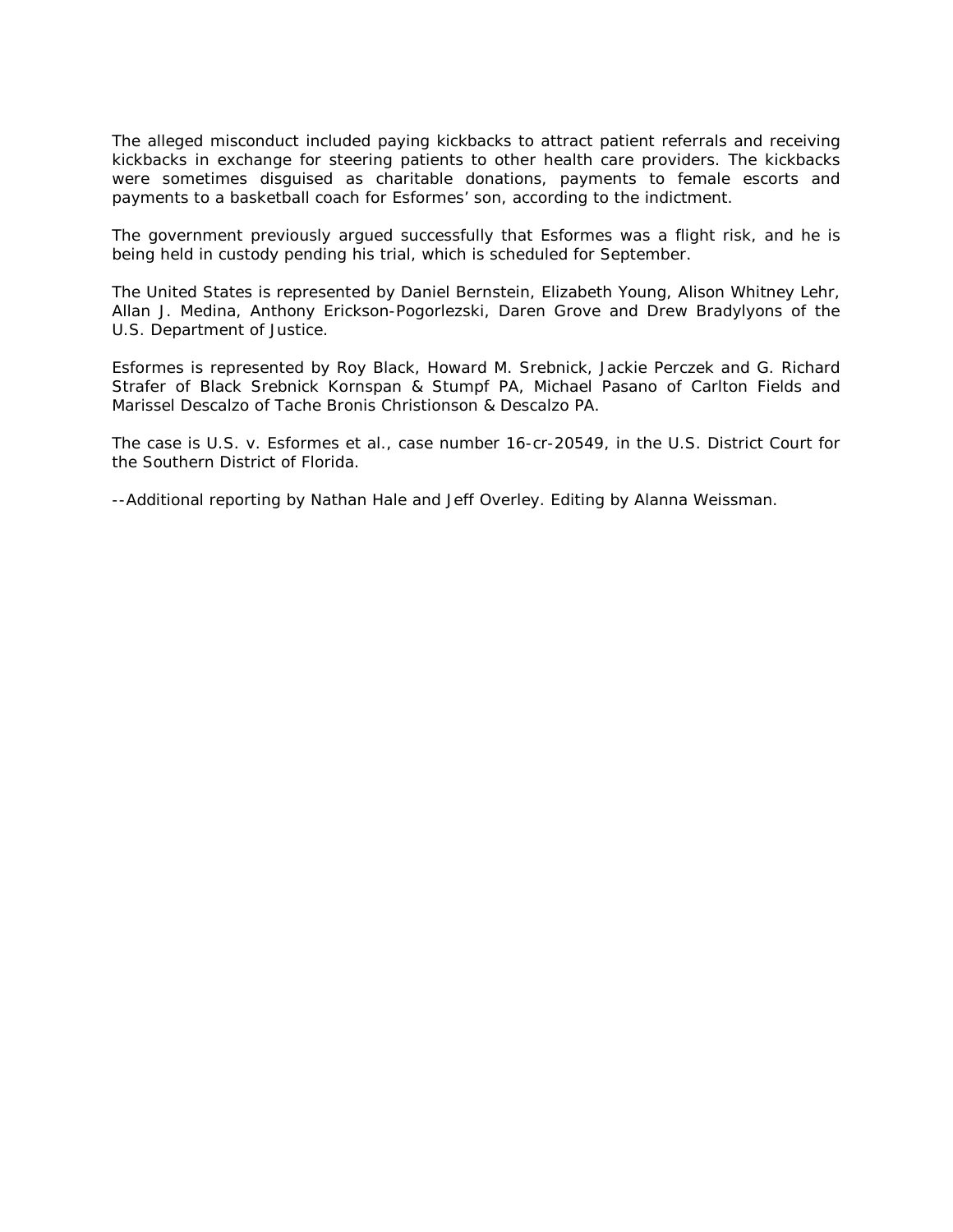The alleged misconduct included paying kickbacks to attract patient referrals and receiving kickbacks in exchange for steering patients to other health care providers. The kickbacks were sometimes disguised as charitable donations, payments to female escorts and payments to a basketball coach for Esformes' son, according to the indictment.

The government previously argued successfully that Esformes was a flight risk, and he is being held in custody pending his trial, which is scheduled for September.

The United States is represented by Daniel Bernstein, Elizabeth Young, Alison Whitney Lehr, Allan J. Medina, Anthony Erickson-Pogorlezski, Daren Grove and Drew Bradylyons of the U.S. Department of Justice.

Esformes is represented by Roy Black, Howard M. Srebnick, Jackie Perczek and G. Richard Strafer of Black Srebnick Kornspan & Stumpf PA, Michael Pasano of Carlton Fields and Marissel Descalzo of Tache Bronis Christionson & Descalzo PA.

The case is U.S. v. Esformes et al., case number 16-cr-20549, in the U.S. District Court for the Southern District of Florida.

--Additional reporting by Nathan Hale and Jeff Overley. Editing by Alanna Weissman.